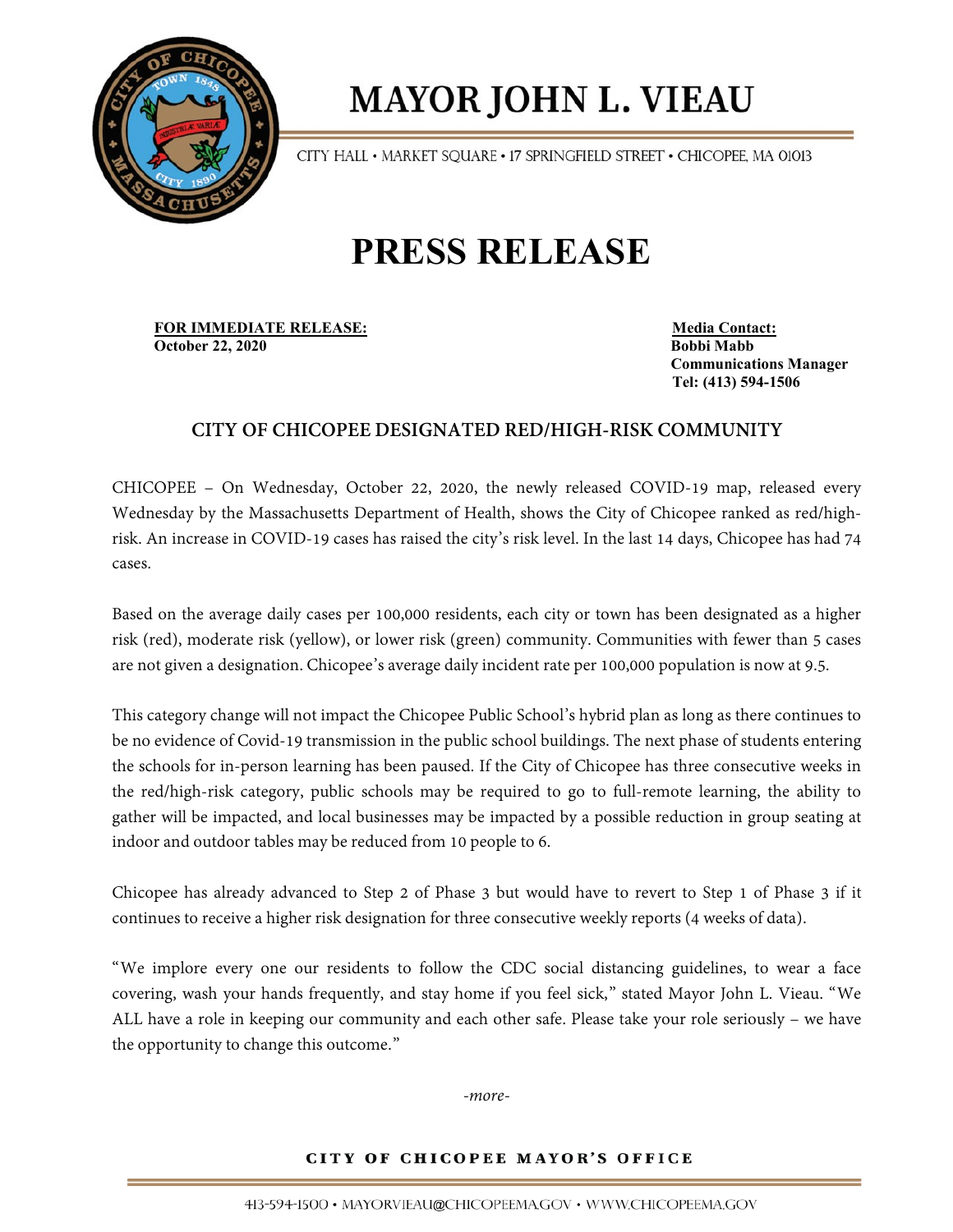# MAYOR JOHN L. VIEAU

CITY HALL • MARKET SQUARE • 17 SPRINGFIELD STREET • CHICOPEE, MA 01013

# PRESS RELEASE

**FOR IMMEDIATE RELEASE:**
**October 22, 2020**

**Media Contact:**
**Bobbi Mabb**
**Communications Manager**
**Tel: (413) 594-1506**

## CITY OF CHICOPEE DESIGNATED RED/HIGH-RISK COMMUNITY

CHICOPEE – On Wednesday, October 22, 2020, the newly released COVID-19 map, released every Wednesday by the Massachusetts Department of Health, shows the City of Chicopee ranked as red/high-risk. An increase in COVID-19 cases has raised the city's risk level. In the last 14 days, Chicopee has had 74 cases.

Based on the average daily cases per 100,000 residents, each city or town has been designated as a higher risk (red), moderate risk (yellow), or lower risk (green) community. Communities with fewer than 5 cases are not given a designation. Chicopee's average daily incident rate per 100,000 population is now at 9.5.

This category change will not impact the Chicopee Public School's hybrid plan as long as there continues to be no evidence of Covid-19 transmission in the public school buildings. The next phase of students entering the schools for in-person learning has been paused. If the City of Chicopee has three consecutive weeks in the red/high-risk category, public schools may be required to go to full-remote learning, the ability to gather will be impacted, and local businesses may be impacted by a possible reduction in group seating at indoor and outdoor tables may be reduced from 10 people to 6.

Chicopee has already advanced to Step 2 of Phase 3 but would have to revert to Step 1 of Phase 3 if it continues to receive a higher risk designation for three consecutive weekly reports (4 weeks of data).

"We implore every one our residents to follow the CDC social distancing guidelines, to wear a face covering, wash your hands frequently, and stay home if you feel sick," stated Mayor John L. Vieau. "We ALL have a role in keeping our community and each other safe. Please take your role seriously – we have the opportunity to change this outcome."

*-more-*

**CITY OF CHICOPEE MAYOR'S OFFICE**

413-594-1500 • MAYORVIEAU@CHICOPEEMA.GOV • WWW.CHICOPEEMA.GOV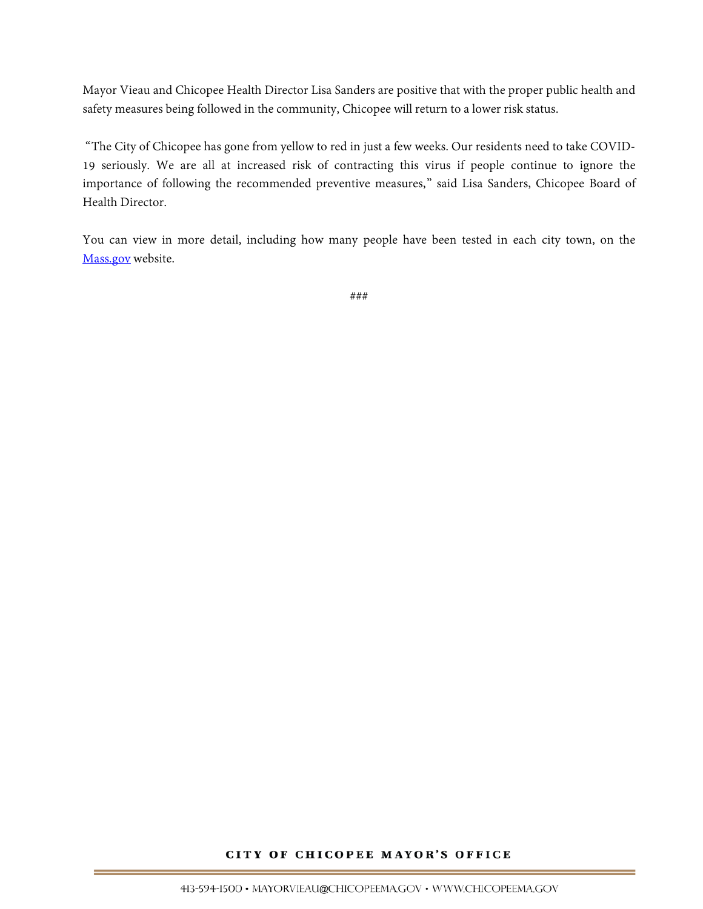Mayor Vieau and Chicopee Health Director Lisa Sanders are positive that with the proper public health and safety measures being followed in the community, Chicopee will return to a lower risk status.

"The City of Chicopee has gone from yellow to red in just a few weeks. Our residents need to take COVID-19 seriously. We are all at increased risk of contracting this virus if people continue to ignore the importance of following the recommended preventive measures," said Lisa Sanders, Chicopee Board of Health Director.

You can view in more detail, including how many people have been tested in each city town, on the [Mass.gov](Mass.gov) website.

###